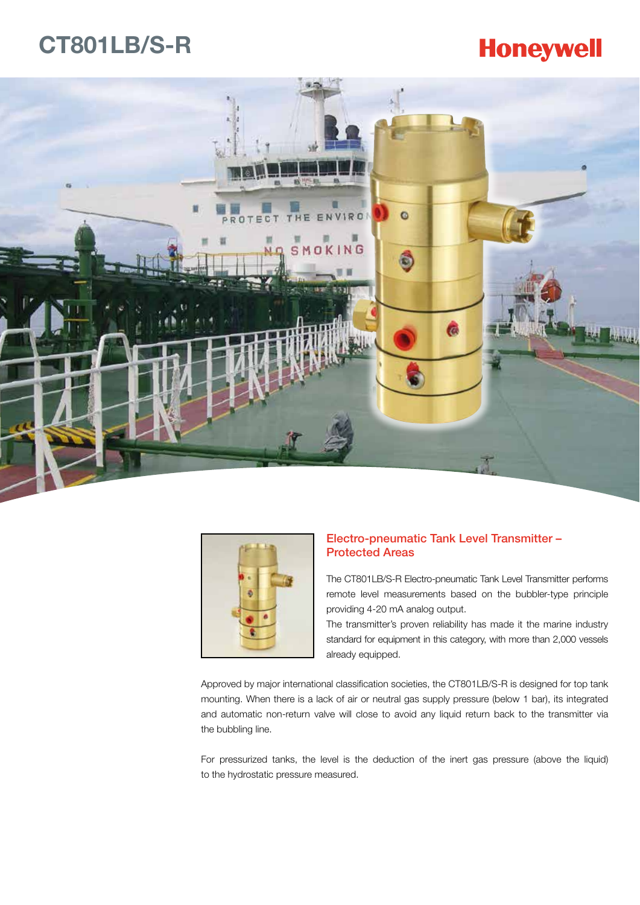# CT801LB/S-R

Honeywell

## Electro-pneumatic Tank Level Transmitter – Protected Areas

The CT801LB/S-R Electro-pneumatic Tank Level Transmitter performs remote level measurements based on the bubbler-type principle providing 4-20 mA analog output.

The transmitter's proven reliability has made it the marine industry standard for equipment in this category, with more than 2,000 vessels already equipped.

Approved by major international classification societies, the CT801LB/S-R is designed for top tank mounting. When there is a lack of air or neutral gas supply pressure (below 1 bar), its integrated and automatic non-return valve will close to avoid any liquid return back to the transmitter via the bubbling line.

For pressurized tanks, the level is the deduction of the inert gas pressure (above the liquid) to the hydrostatic pressure measured.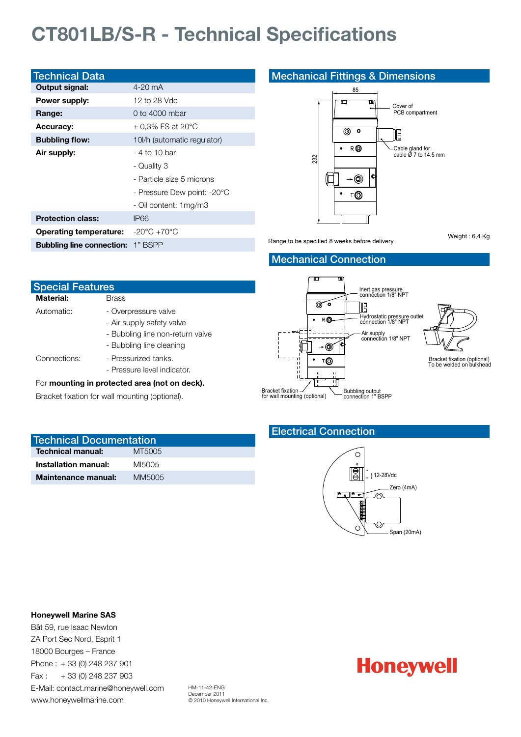# CT801LB/S-R - Technical Specifications

## Technical Data

| | |
|---|---|
| **Output signal:** | 4-20 mA |
| **Power supply:** | 12 to 28 Vdc |
| **Range:** | 0 to 4000 mbar |
| **Accuracy:** | ± 0,3% FS at 20°C |
| **Bubbling flow:** | 10l/h (automatic regulator) |
| **Air supply:** | - 4 to 10 bar |
| | - Quality 3 |
| | - Particle size 5 microns |
| | - Pressure Dew point: -20°C |
| | - Oil content: 1mg/m3 |
| **Protection class:** | IP66 |
| **Operating temperature:** | -20°C +70°C |
| **Bubbling line connection:** | 1" BSPP |

## Special Features

| | |
|---|---|
| **Material:** | Brass |
| Automatic: | - Overpressure valve |
| | - Air supply safety valve |
| | - Bubbling line non-return valve |
| | - Bubbling line cleaning |
| Connections: | - Pressurized tanks. |
| | - Pressure level indicator. |

For **mounting in protected area (not on deck).**

Bracket fixation for wall mounting (optional).

## Technical Documentation

| | |
|---|---|
| **Technical manual:** | MT5005 |
| **Installation manual:** | MI5005 |
| **Maintenance manual:** | MM5005 |

## Mechanical Fittings & Dimensions

85

232

Cover of PCB compartment

Cable gland for cable Ø 7 to 14.5 mm

Range to be specified 8 weeks before delivery

Weight : 6,4 Kg

## Mechanical Connection

Inert gas pressure connection 1/8" NPT

Hydrostatic pressure outlet connection 1/8" NPT

Air supply connection 1/8" NPT

Bracket fixation for wall mounting (optional)

Bubbling output connection 1" BSPP

Bracket fixation (optional) To be welded on bulkhead

## Electrical Connection

} 12-28Vdc

Zero (4mA)

Span (20mA)

**Honeywell Marine SAS**
Bât 59, rue Isaac Newton
ZA Port Sec Nord, Esprit 1
18000 Bourges – France
Phone : + 33 (0) 248 237 901
Fax : + 33 (0) 248 237 903
E-Mail: contact.marine@honeywell.com
www.honeywellmarine.com

HM-11-42-ENG
December 2011
© 2010 Honeywell International Inc.

Honeywell